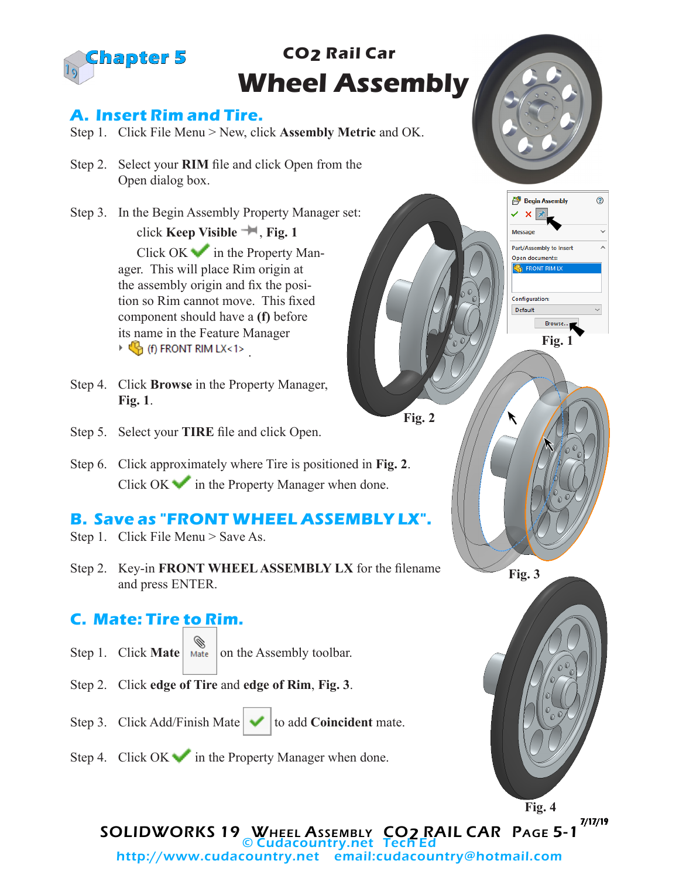# Chapter 5

## CO2 Rail Car
# Wheel Assembly

## A. Insert Rim and Tire.

Step 1. Click File Menu > New, click **Assembly Metric** and OK.

Step 2. Select your **RIM** file and click Open from the Open dialog box.

Step 3. In the Begin Assembly Property Manager set:

click **Keep Visible**, **Fig. 1**

Click OK in the Property Manager. This will place Rim origin at the assembly origin and fix the position so Rim cannot move. This fixed component should have a **(f)** before its name in the Feature Manager (f) FRONT RIM LX<1> .

Step 4. Click **Browse** in the Property Manager, **Fig. 1**.

Step 5. Select your **TIRE** file and click Open.

Step 6. Click approximately where Tire is positioned in **Fig. 2**.
Click OK in the Property Manager when done.

Begin Assembly
Message
Part/Assembly to Insert
Open documents:
FRONT RIM LX
Configuration:
Default
Browse...

**Fig. 1**

**Fig. 2**

**Fig. 3**

## B. Save as "FRONT WHEEL ASSEMBLY LX".

Step 1. Click File Menu > Save As.

Step 2. Key-in **FRONT WHEEL ASSEMBLY LX** for the filename and press ENTER.

## C. Mate: Tire to Rim.

Step 1. Click **Mate** on the Assembly toolbar.

Step 2. Click **edge of Tire** and **edge of Rim**, **Fig. 3**.

Step 3. Click Add/Finish Mate to add **Coincident** mate.

Step 4. Click OK in the Property Manager when done.

**Fig. 4**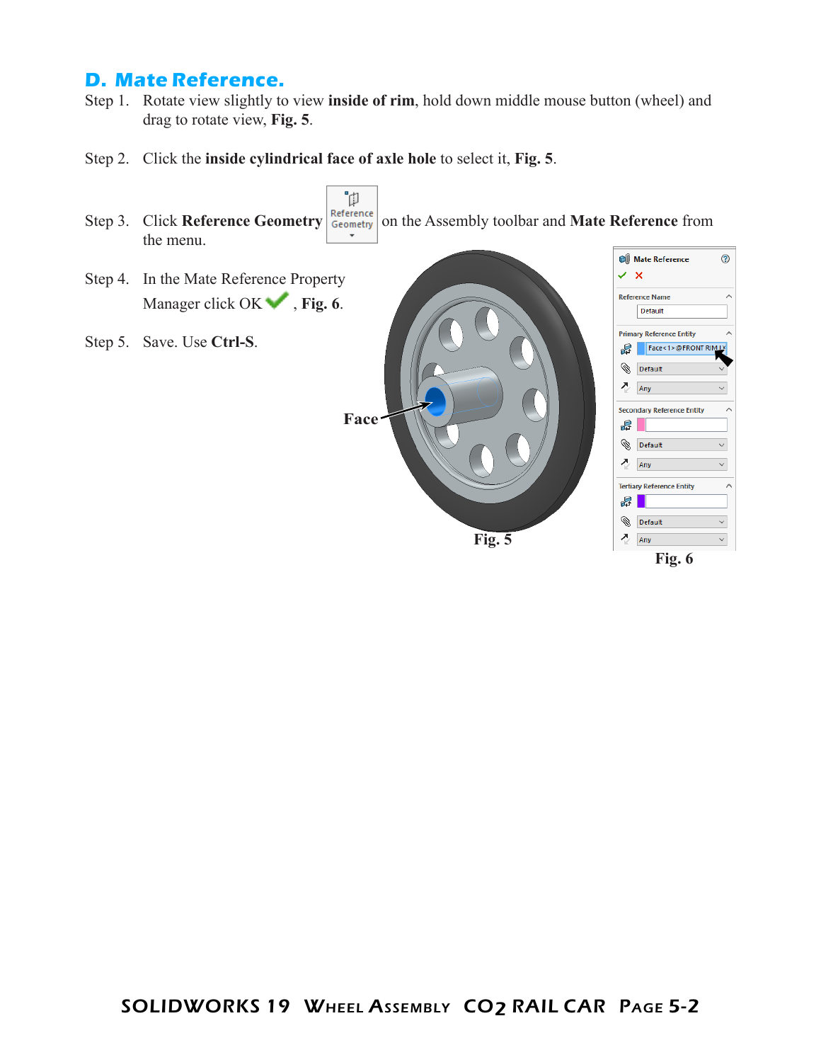## D. Mate Reference.

Step 1. Rotate view slightly to view **inside of rim**, hold down middle mouse button (wheel) and drag to rotate view, **Fig. 5**.

Step 2. Click the **inside cylindrical face of axle hole** to select it, **Fig. 5**.

Step 3. Click **Reference Geometry** Reference Geometry on the Assembly toolbar and **Mate Reference** from the menu.

Step 4. In the Mate Reference Property Manager click OK ✔, **Fig. 6**.

Step 5. Save. Use **Ctrl-S**.

Face

**Fig. 5**

Mate Reference

Reference Name

Default

Primary Reference Entity

Face<1>@FRONT RIM

Default

Any

Secondary Reference Entity

Default

Any

Tertiary Reference Entity

Default

Any

**Fig. 6**